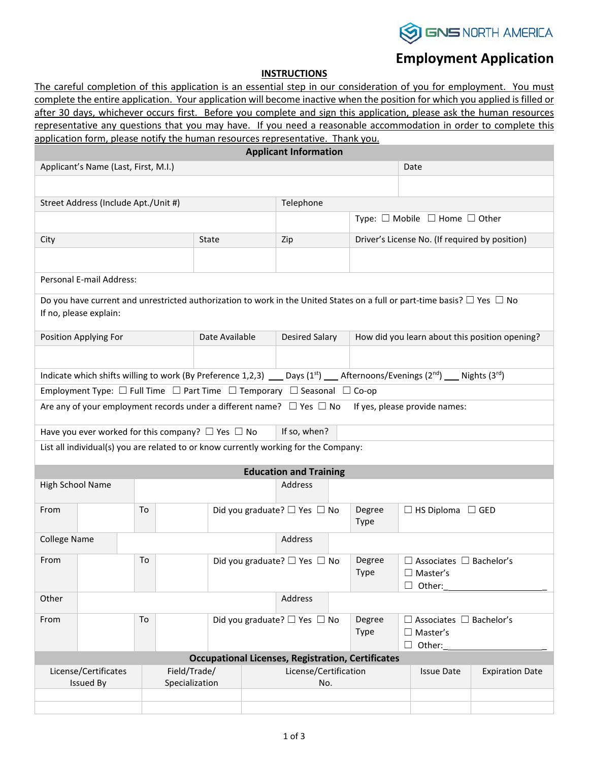GNS NORTH AMERICA

# Employment Application

## INSTRUCTIONS

The careful completion of this application is an essential step in our consideration of you for employment. You must complete the entire application. Your application will become inactive when the position for which you applied is filled or after 30 days, whichever occurs first. Before you complete and sign this application, please ask the human resources representative any questions that you may have. If you need a reasonable accommodation in order to complete this application form, please notify the human resources representative. Thank you.

### Applicant Information

| Applicant's Name (Last, First, M.I.) | | | Date |
|---|---|---|---|
| | | | |
| Street Address (Include Apt./Unit #) | | Telephone | |
| | | | Type: ☐ Mobile ☐ Home ☐ Other |
| City | State | Zip | Driver's License No. (If required by position) |
| | | | |

Personal E-mail Address:

Do you have current and unrestricted authorization to work in the United States on a full or part-time basis? ☐ Yes ☐ No
If no, please explain:

| Position Applying For | Date Available | Desired Salary | How did you learn about this position opening? |
|---|---|---|---|
| | | | |

Indicate which shifts willing to work (By Preference 1,2,3) ___ Days (1st) ___ Afternoons/Evenings (2nd) ___ Nights (3rd)

Employment Type: ☐ Full Time ☐ Part Time ☐ Temporary ☐ Seasonal ☐ Co-op

Are any of your employment records under a different name? ☐ Yes ☐ No If yes, please provide names:

Have you ever worked for this company? ☐ Yes ☐ No If so, when?

List all individual(s) you are related to or know currently working for the Company:

### Education and Training

| High School Name | | | | Address | |
|---|---|---|---|---|---|
| From | | To | | Did you graduate? ☐ Yes ☐ No | Degree Type: ☐ HS Diploma ☐ GED |
| College Name | | | | Address | |
| From | | To | | Did you graduate? ☐ Yes ☐ No | Degree Type: ☐ Associates ☐ Bachelor's ☐ Master's ☐ Other:_____________________ |
| Other | | | | Address | |
| From | | To | | Did you graduate? ☐ Yes ☐ No | Degree Type: ☐ Associates ☐ Bachelor's ☐ Master's ☐ Other:_____________________ |

### Occupational Licenses, Registration, Certificates

| License/Certificates Issued By | Field/Trade/ Specialization | License/Certification No. | Issue Date | Expiration Date |
|---|---|---|---|---|
| | | | | |
| | | | | |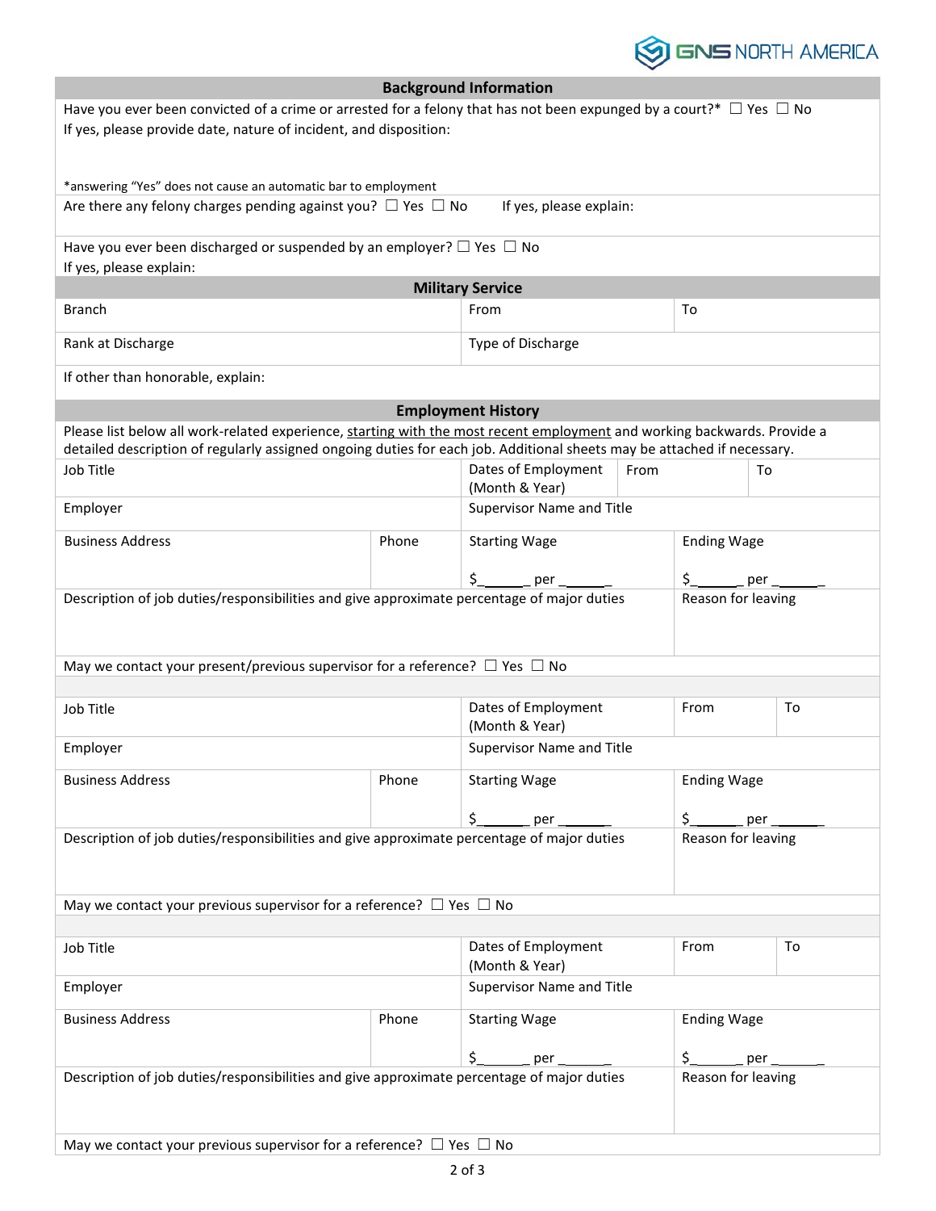## Background Information

Have you ever been convicted of a crime or arrested for a felony that has not been expunged by a court?* ☐ Yes ☐ No
If yes, please provide date, nature of incident, and disposition:

*answering "Yes" does not cause an automatic bar to employment

Are there any felony charges pending against you? ☐ Yes ☐ No If yes, please explain:

Have you ever been discharged or suspended by an employer? ☐ Yes ☐ No
If yes, please explain:

## Military Service

| Branch | From | To |
|---|---|---|
| Rank at Discharge | Type of Discharge | |

If other than honorable, explain:

## Employment History

Please list below all work-related experience, starting with the most recent employment and working backwards. Provide a detailed description of regularly assigned ongoing duties for each job. Additional sheets may be attached if necessary.

| Job Title | | Dates of Employment (Month & Year) | From | To |
|---|---|---|---|---|
| Employer | | Supervisor Name and Title | | |
| Business Address | Phone | Starting Wage<br>$______ per ______ | Ending Wage<br>$______ per ______ | |
| Description of job duties/responsibilities and give approximate percentage of major duties | | | Reason for leaving | |

May we contact your present/previous supervisor for a reference? ☐ Yes ☐ No

| Job Title | | Dates of Employment (Month & Year) | From | To |
|---|---|---|---|---|
| Employer | | Supervisor Name and Title | | |
| Business Address | Phone | Starting Wage<br>$______ per ______ | Ending Wage<br>$______ per ______ | |
| Description of job duties/responsibilities and give approximate percentage of major duties | | | Reason for leaving | |

May we contact your previous supervisor for a reference? ☐ Yes ☐ No

| Job Title | | Dates of Employment (Month & Year) | From | To |
|---|---|---|---|---|
| Employer | | Supervisor Name and Title | | |
| Business Address | Phone | Starting Wage<br>$______ per ______ | Ending Wage<br>$______ per ______ | |
| Description of job duties/responsibilities and give approximate percentage of major duties | | | Reason for leaving | |

May we contact your previous supervisor for a reference? ☐ Yes ☐ No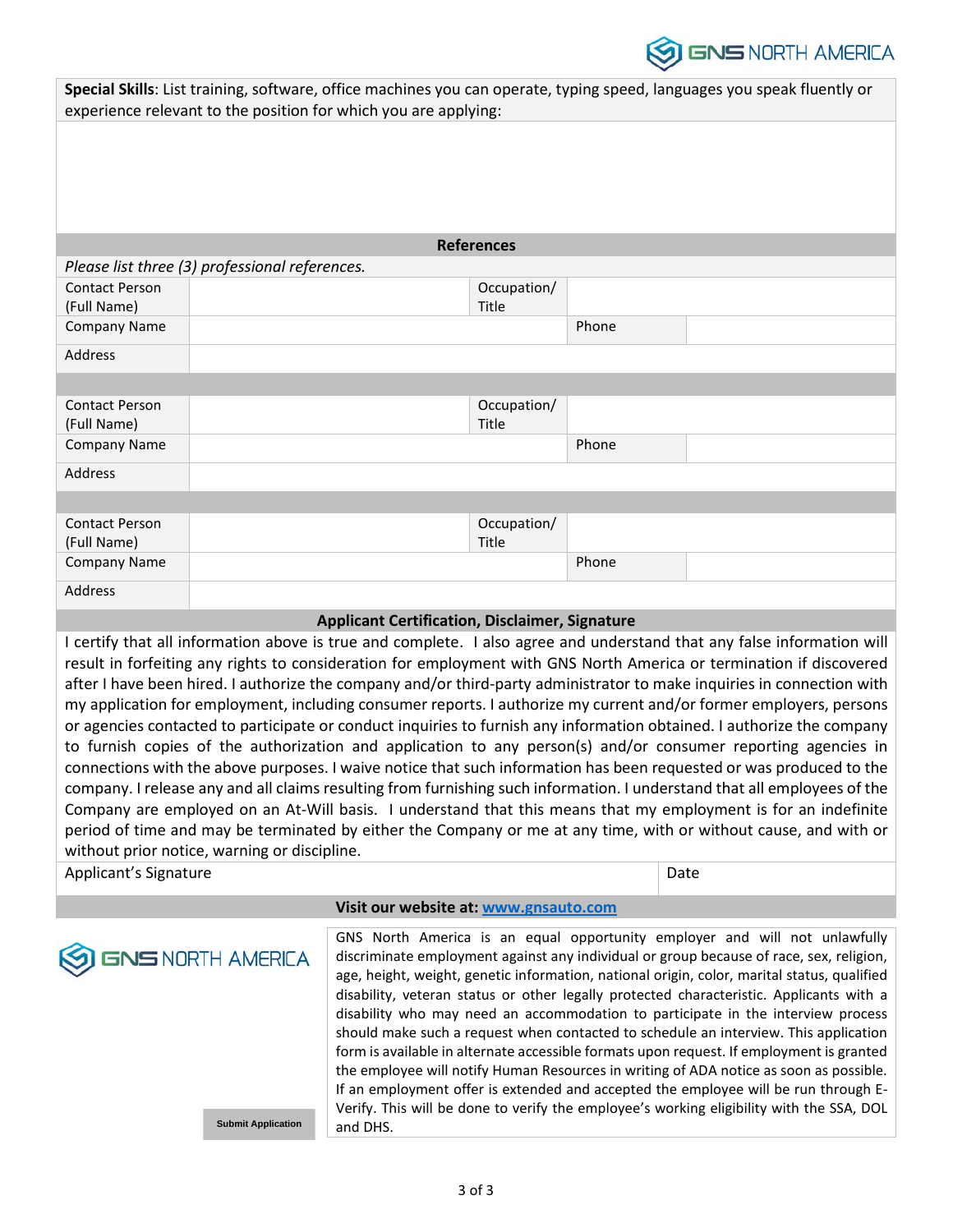**Special Skills**: List training, software, office machines you can operate, typing speed, languages you speak fluently or experience relevant to the position for which you are applying:

## References

*Please list three (3) professional references.*

| | | | |
|---|---|---|---|
| Contact Person (Full Name) | | Occupation/ Title | |
| Company Name | | Phone | |
| Address | | | |
| | | | |
| Contact Person (Full Name) | | Occupation/ Title | |
| Company Name | | Phone | |
| Address | | | |
| | | | |
| Contact Person (Full Name) | | Occupation/ Title | |
| Company Name | | Phone | |
| Address | | | |

## Applicant Certification, Disclaimer, Signature

I certify that all information above is true and complete. I also agree and understand that any false information will result in forfeiting any rights to consideration for employment with GNS North America or termination if discovered after I have been hired. I authorize the company and/or third-party administrator to make inquiries in connection with my application for employment, including consumer reports. I authorize my current and/or former employers, persons or agencies contacted to participate or conduct inquiries to furnish any information obtained. I authorize the company to furnish copies of the authorization and application to any person(s) and/or consumer reporting agencies in connections with the above purposes. I waive notice that such information has been requested or was produced to the company. I release any and all claims resulting from furnishing such information. I understand that all employees of the Company are employed on an At-Will basis. I understand that this means that my employment is for an indefinite period of time and may be terminated by either the Company or me at any time, with or without cause, and with or without prior notice, warning or discipline.

| | |
|---|---|
| Applicant's Signature | Date |

**Visit our website at: [www.gnsauto.com](www.gnsauto.com)**

GNS NORTH AMERICA

Submit Application

GNS North America is an equal opportunity employer and will not unlawfully discriminate employment against any individual or group because of race, sex, religion, age, height, weight, genetic information, national origin, color, marital status, qualified disability, veteran status or other legally protected characteristic. Applicants with a disability who may need an accommodation to participate in the interview process should make such a request when contacted to schedule an interview. This application form is available in alternate accessible formats upon request. If employment is granted the employee will notify Human Resources in writing of ADA notice as soon as possible. If an employment offer is extended and accepted the employee will be run through E-Verify. This will be done to verify the employee's working eligibility with the SSA, DOL and DHS.